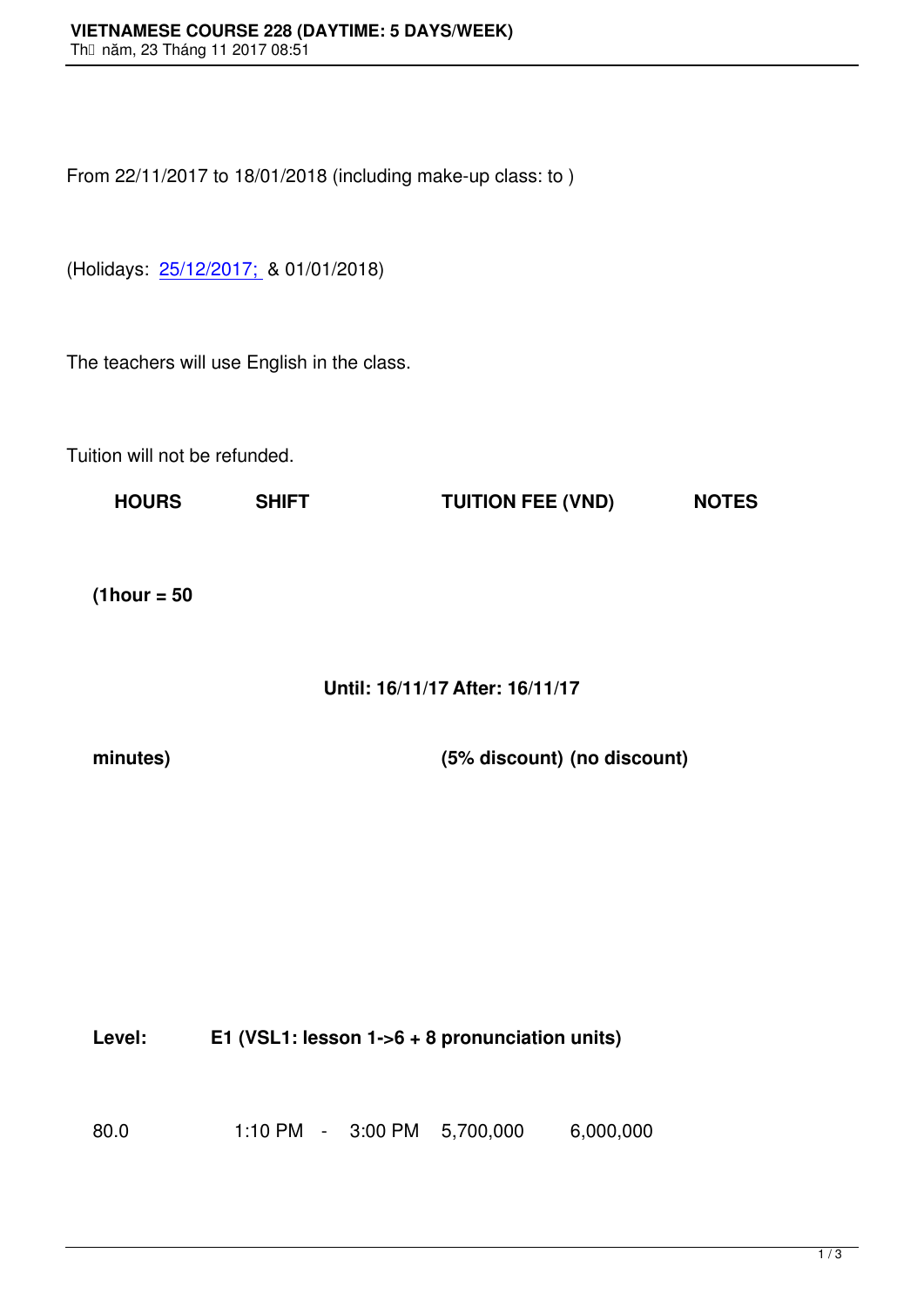From 22/11/2017 to 18/01/2018 (including make-up class: to )

(Holidays: 25/12/2017; & 01/01/2018)

The teachers will use English in the class.

Tuition will not be refunded.

| HOURS (1hour = 50 minutes) | SHIFT | TUITION FEE (VND) Until: 16/11/17 (5% discount) | After: 16/11/17 (no discount) | NOTES |
|---|---|---|---|---|
| **Level:** | **E1 (VSL1: lesson 1->6 + 8 pronunciation units)** | | | |
| 80.0 | 1:10 PM - 3:00 PM | 5,700,000 | 6,000,000 | |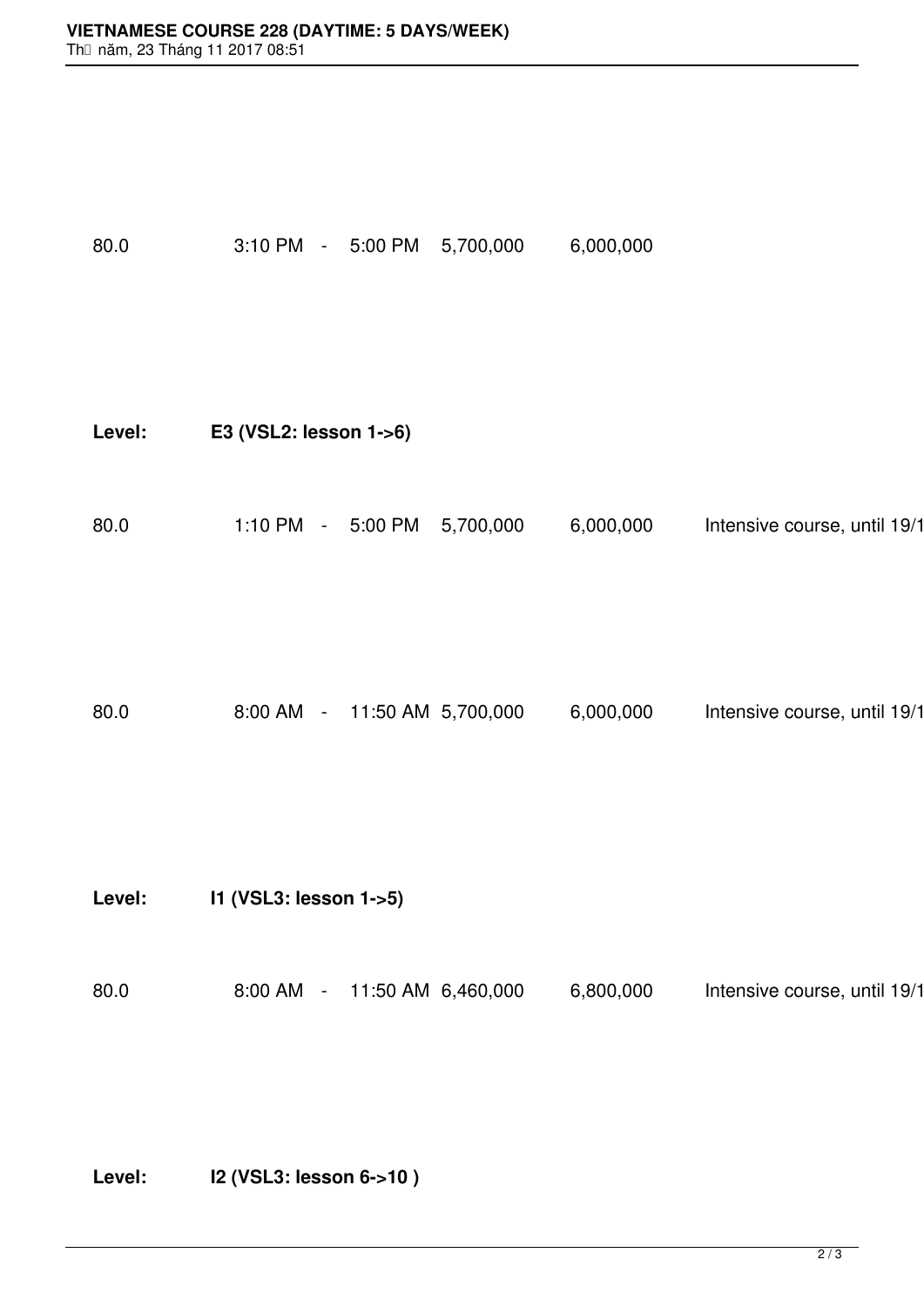| | | | | | | |
|---|---|---|---|---|---|---|
| 80.0 | 3:10 PM | - | 5:00 PM | 5,700,000 | 6,000,000 | |

**Level:** **E3 (VSL2: lesson 1->6)**

| | | | | | | |
|---|---|---|---|---|---|---|
| 80.0 | 1:10 PM | - | 5:00 PM | 5,700,000 | 6,000,000 | Intensive course, until 19/1 |
| 80.0 | 8:00 AM | - | 11:50 AM | 5,700,000 | 6,000,000 | Intensive course, until 19/1 |

**Level:** **I1 (VSL3: lesson 1->5)**

| | | | | | | |
|---|---|---|---|---|---|---|
| 80.0 | 8:00 AM | - | 11:50 AM | 6,460,000 | 6,800,000 | Intensive course, until 19/1 |

**Level:** **I2 (VSL3: lesson 6->10 )**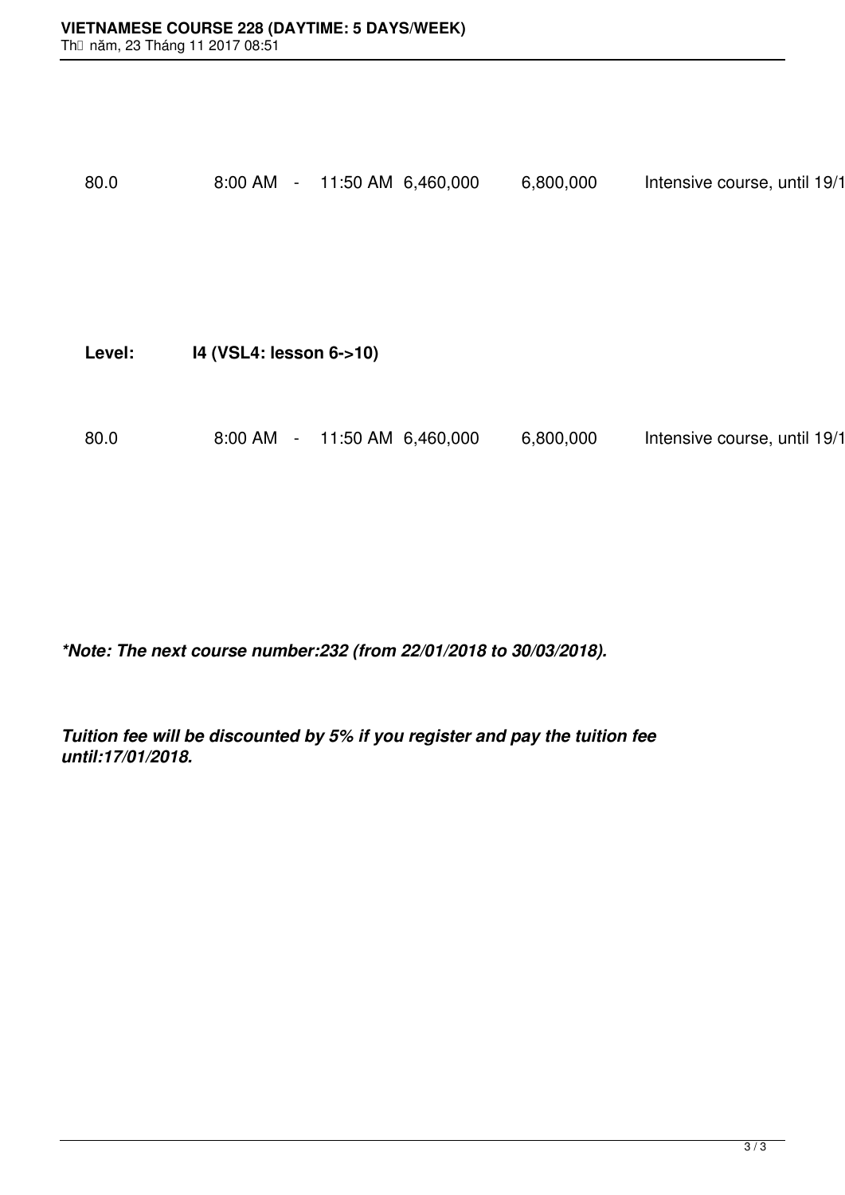| | | | | | |
|---|---|---|---|---|---|
| 80.0 | 8:00 AM - 11:50 AM | 6,460,000 | 6,800,000 | Intensive course, until 19/1 |

**Level: I4 (VSL4: lesson 6->10)**

| | | | | | |
|---|---|---|---|---|---|
| 80.0 | 8:00 AM - 11:50 AM | 6,460,000 | 6,800,000 | Intensive course, until 19/1 |

***Note: The next course number:232 (from 22/01/2018 to 30/03/2018).***

***Tuition fee will be discounted by 5% if you register and pay the tuition fee until:17/01/2018.***